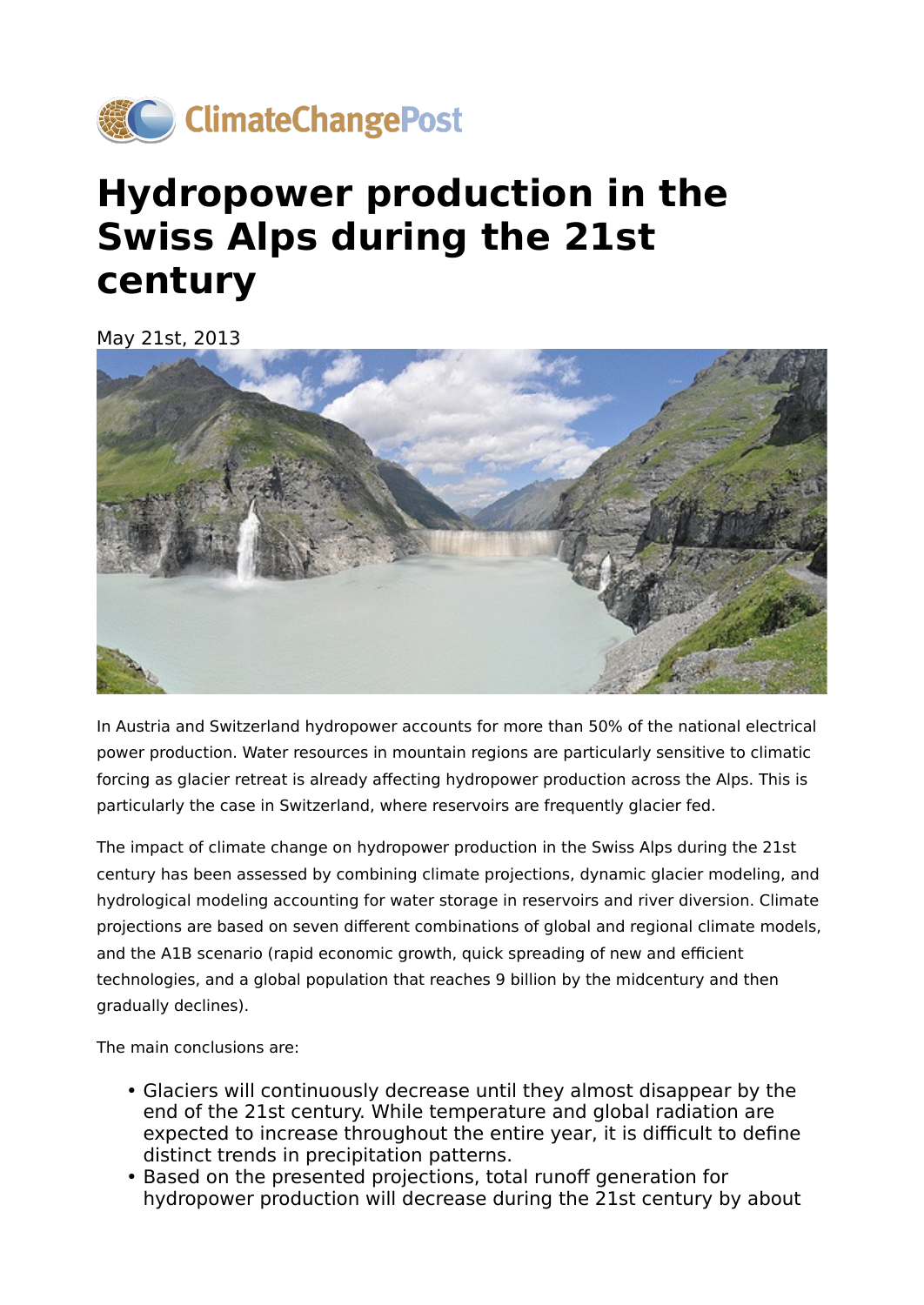# Hydropower production in the Swiss Alps during the 21st century

May 21st, 2013

In Austria and Switzerland hydropower accounts for more than 50% of the national electrical power production. Water resources in mountain regions are particularly sensitive to climatic forcing as glacier retreat is already affecting hydropower production across the Alps. This is particularly the case in Switzerland, where reservoirs are frequently glacier fed.

The impact of climate change on hydropower production in the Swiss Alps during the 21st century has been assessed by combining climate projections, dynamic glacier modeling, and hydrological modeling accounting for water storage in reservoirs and river diversion. Climate projections are based on seven different combinations of global and regional climate models, and the A1B scenario (rapid economic growth, quick spreading of new and efficient technologies, and a global population that reaches 9 billion by the midcentury and then gradually declines).

The main conclusions are:

- Glaciers will continuously decrease until they almost disappear by the end of the 21st century. While temperature and global radiation are expected to increase throughout the entire year, it is difficult to define distinct trends in precipitation patterns.
- Based on the presented projections, total runoff generation for hydropower production will decrease during the 21st century by about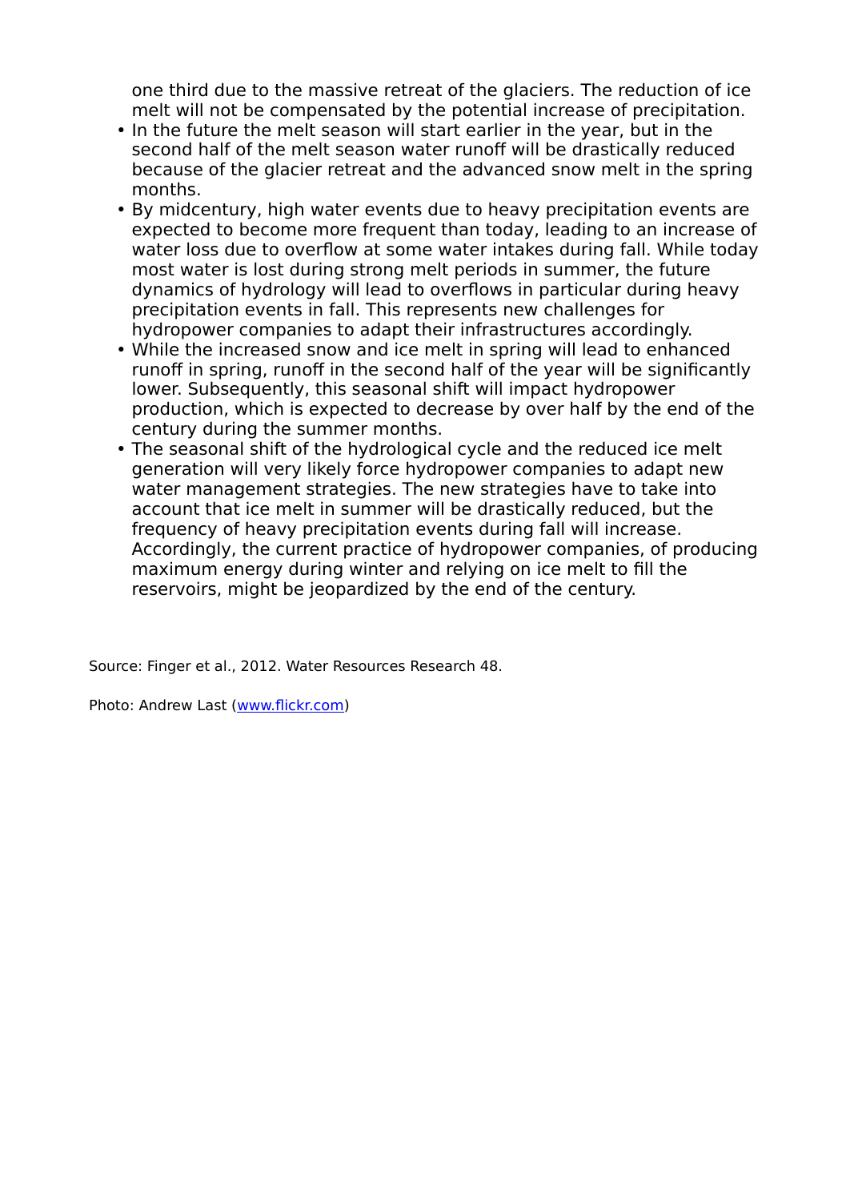one third due to the massive retreat of the glaciers. The reduction of ice melt will not be compensated by the potential increase of precipitation.

- In the future the melt season will start earlier in the year, but in the second half of the melt season water runoff will be drastically reduced because of the glacier retreat and the advanced snow melt in the spring months.
- By midcentury, high water events due to heavy precipitation events are expected to become more frequent than today, leading to an increase of water loss due to overflow at some water intakes during fall. While today most water is lost during strong melt periods in summer, the future dynamics of hydrology will lead to overflows in particular during heavy precipitation events in fall. This represents new challenges for hydropower companies to adapt their infrastructures accordingly.
- While the increased snow and ice melt in spring will lead to enhanced runoff in spring, runoff in the second half of the year will be significantly lower. Subsequently, this seasonal shift will impact hydropower production, which is expected to decrease by over half by the end of the century during the summer months.
- The seasonal shift of the hydrological cycle and the reduced ice melt generation will very likely force hydropower companies to adapt new water management strategies. The new strategies have to take into account that ice melt in summer will be drastically reduced, but the frequency of heavy precipitation events during fall will increase. Accordingly, the current practice of hydropower companies, of producing maximum energy during winter and relying on ice melt to fill the reservoirs, might be jeopardized by the end of the century.

Source: Finger et al., 2012. Water Resources Research 48.

Photo: Andrew Last ([www.flickr.com](http://www.flickr.com))